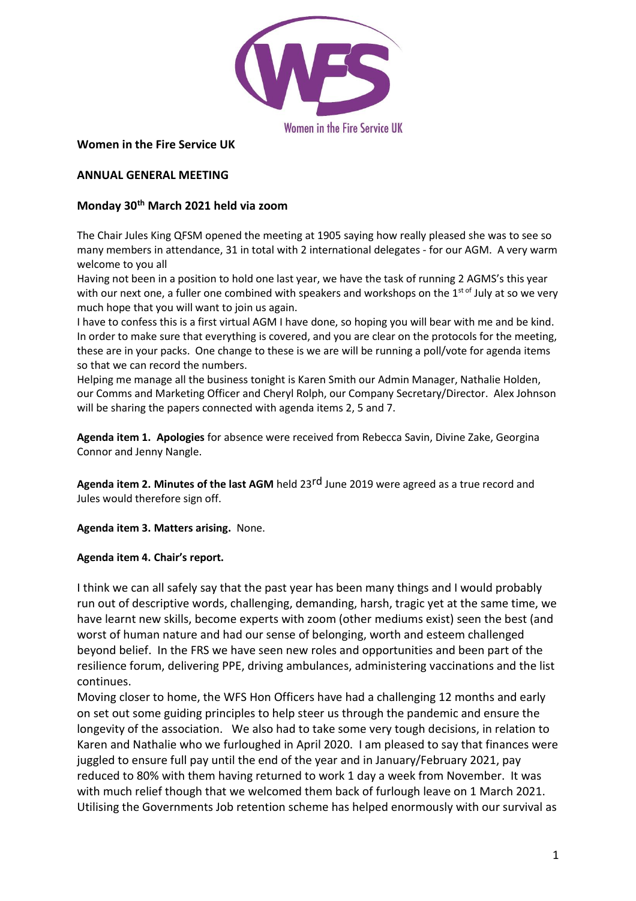Women in the Fire Service UK

**Women in the Fire Service UK**

**ANNUAL GENERAL MEETING**

**Monday 30th March 2021 held via zoom**

The Chair Jules King QFSM opened the meeting at 1905 saying how really pleased she was to see so many members in attendance, 31 in total with 2 international delegates - for our AGM. A very warm welcome to you all

Having not been in a position to hold one last year, we have the task of running 2 AGMS's this year with our next one, a fuller one combined with speakers and workshops on the 1st of July at so we very much hope that you will want to join us again.

I have to confess this is a first virtual AGM I have done, so hoping you will bear with me and be kind. In order to make sure that everything is covered, and you are clear on the protocols for the meeting, these are in your packs. One change to these is we are will be running a poll/vote for agenda items so that we can record the numbers.

Helping me manage all the business tonight is Karen Smith our Admin Manager, Nathalie Holden, our Comms and Marketing Officer and Cheryl Rolph, our Company Secretary/Director. Alex Johnson will be sharing the papers connected with agenda items 2, 5 and 7.

**Agenda item 1. Apologies** for absence were received from Rebecca Savin, Divine Zake, Georgina Connor and Jenny Nangle.

**Agenda item 2. Minutes of the last AGM** held 23rd June 2019 were agreed as a true record and Jules would therefore sign off.

**Agenda item 3. Matters arising.** None.

**Agenda item 4. Chair's report.**

I think we can all safely say that the past year has been many things and I would probably run out of descriptive words, challenging, demanding, harsh, tragic yet at the same time, we have learnt new skills, become experts with zoom (other mediums exist) seen the best (and worst of human nature and had our sense of belonging, worth and esteem challenged beyond belief. In the FRS we have seen new roles and opportunities and been part of the resilience forum, delivering PPE, driving ambulances, administering vaccinations and the list continues.

Moving closer to home, the WFS Hon Officers have had a challenging 12 months and early on set out some guiding principles to help steer us through the pandemic and ensure the longevity of the association. We also had to take some very tough decisions, in relation to Karen and Nathalie who we furloughed in April 2020. I am pleased to say that finances were juggled to ensure full pay until the end of the year and in January/February 2021, pay reduced to 80% with them having returned to work 1 day a week from November. It was with much relief though that we welcomed them back of furlough leave on 1 March 2021. Utilising the Governments Job retention scheme has helped enormously with our survival as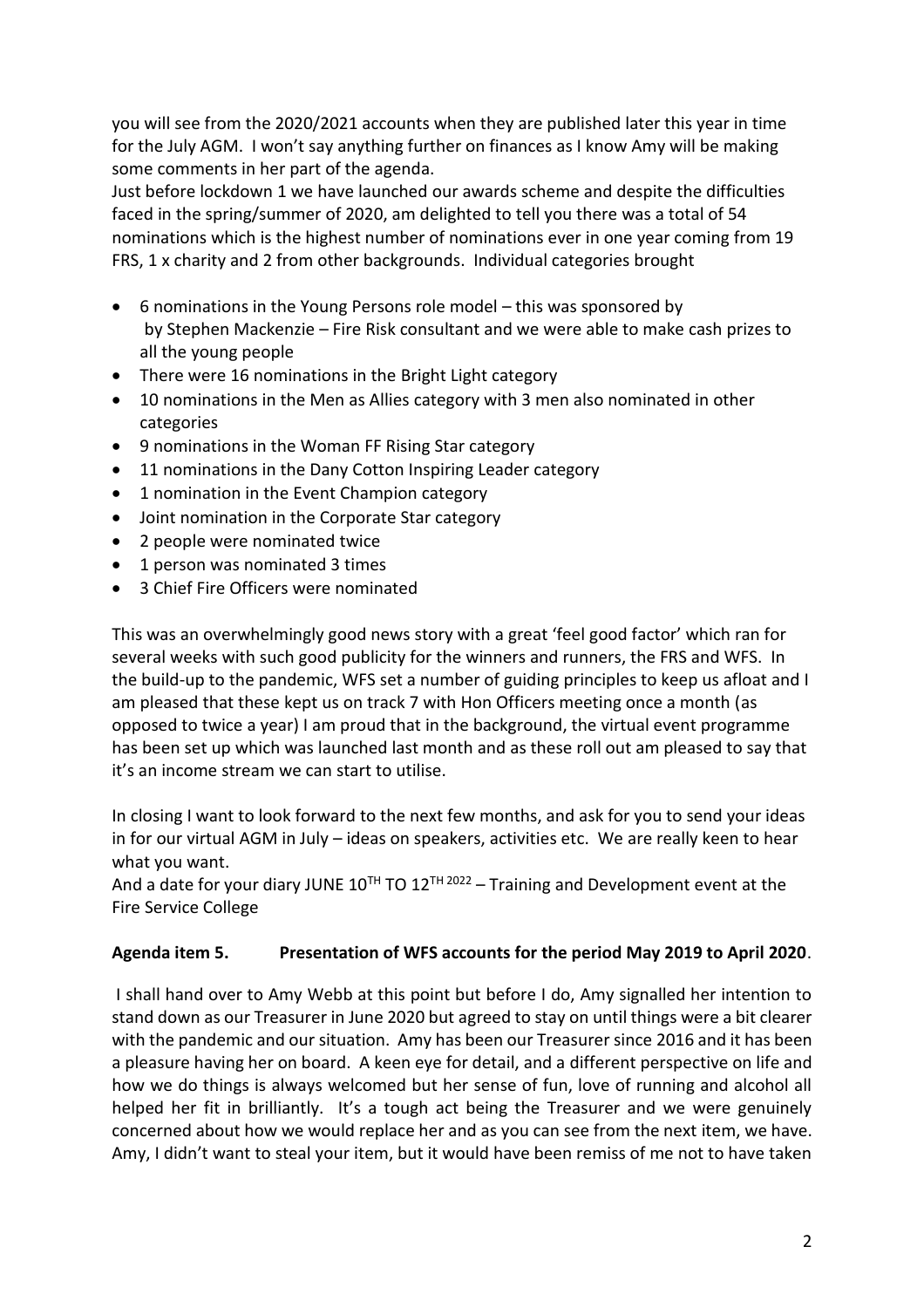you will see from the 2020/2021 accounts when they are published later this year in time for the July AGM. I won't say anything further on finances as I know Amy will be making some comments in her part of the agenda.
Just before lockdown 1 we have launched our awards scheme and despite the difficulties faced in the spring/summer of 2020, am delighted to tell you there was a total of 54 nominations which is the highest number of nominations ever in one year coming from 19 FRS, 1 x charity and 2 from other backgrounds. Individual categories brought

- 6 nominations in the Young Persons role model – this was sponsored by by Stephen Mackenzie – Fire Risk consultant and we were able to make cash prizes to all the young people
- There were 16 nominations in the Bright Light category
- 10 nominations in the Men as Allies category with 3 men also nominated in other categories
- 9 nominations in the Woman FF Rising Star category
- 11 nominations in the Dany Cotton Inspiring Leader category
- 1 nomination in the Event Champion category
- Joint nomination in the Corporate Star category
- 2 people were nominated twice
- 1 person was nominated 3 times
- 3 Chief Fire Officers were nominated

This was an overwhelmingly good news story with a great 'feel good factor' which ran for several weeks with such good publicity for the winners and runners, the FRS and WFS. In the build-up to the pandemic, WFS set a number of guiding principles to keep us afloat and I am pleased that these kept us on track 7 with Hon Officers meeting once a month (as opposed to twice a year) I am proud that in the background, the virtual event programme has been set up which was launched last month and as these roll out am pleased to say that it's an income stream we can start to utilise.

In closing I want to look forward to the next few months, and ask for you to send your ideas in for our virtual AGM in July – ideas on speakers, activities etc. We are really keen to hear what you want.
And a date for your diary JUNE 10TH TO 12TH 2022 – Training and Development event at the Fire Service College

**Agenda item 5. Presentation of WFS accounts for the period May 2019 to April 2020**.

I shall hand over to Amy Webb at this point but before I do, Amy signalled her intention to stand down as our Treasurer in June 2020 but agreed to stay on until things were a bit clearer with the pandemic and our situation. Amy has been our Treasurer since 2016 and it has been a pleasure having her on board. A keen eye for detail, and a different perspective on life and how we do things is always welcomed but her sense of fun, love of running and alcohol all helped her fit in brilliantly. It's a tough act being the Treasurer and we were genuinely concerned about how we would replace her and as you can see from the next item, we have. Amy, I didn't want to steal your item, but it would have been remiss of me not to have taken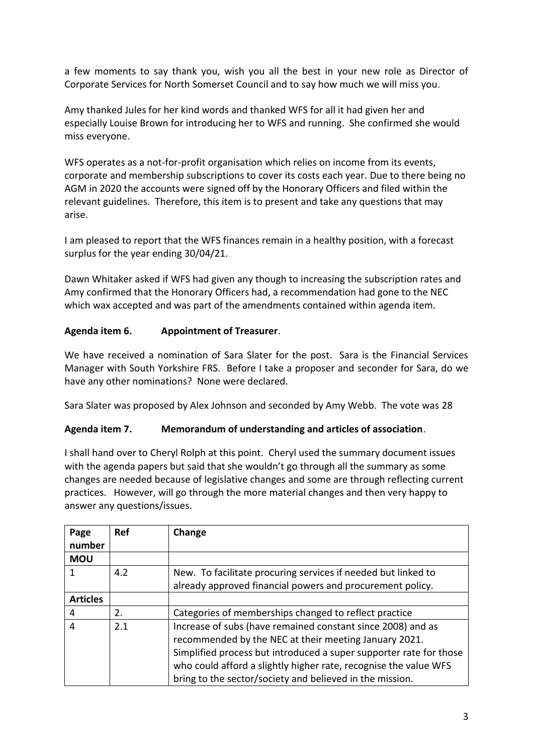a few moments to say thank you, wish you all the best in your new role as Director of Corporate Services for North Somerset Council and to say how much we will miss you.

Amy thanked Jules for her kind words and thanked WFS for all it had given her and especially Louise Brown for introducing her to WFS and running. She confirmed she would miss everyone.

WFS operates as a not-for-profit organisation which relies on income from its events, corporate and membership subscriptions to cover its costs each year. Due to there being no AGM in 2020 the accounts were signed off by the Honorary Officers and filed within the relevant guidelines. Therefore, this item is to present and take any questions that may arise.

I am pleased to report that the WFS finances remain in a healthy position, with a forecast surplus for the year ending 30/04/21.

Dawn Whitaker asked if WFS had given any though to increasing the subscription rates and Amy confirmed that the Honorary Officers had, a recommendation had gone to the NEC which wax accepted and was part of the amendments contained within agenda item.

**Agenda item 6. Appointment of Treasurer**.

We have received a nomination of Sara Slater for the post. Sara is the Financial Services Manager with South Yorkshire FRS. Before I take a proposer and seconder for Sara, do we have any other nominations? None were declared.

Sara Slater was proposed by Alex Johnson and seconded by Amy Webb. The vote was 28

**Agenda item 7. Memorandum of understanding and articles of association**.

I shall hand over to Cheryl Rolph at this point. Cheryl used the summary document issues with the agenda papers but said that she wouldn't go through all the summary as some changes are needed because of legislative changes and some are through reflecting current practices. However, will go through the more material changes and then very happy to answer any questions/issues.

| Page number | Ref | Change |
|---|---|---|
| **MOU** | | |
| 1 | 4.2 | New. To facilitate procuring services if needed but linked to already approved financial powers and procurement policy. |
| **Articles** | | |
| 4 | 2. | Categories of memberships changed to reflect practice |
| 4 | 2.1 | Increase of subs (have remained constant since 2008) and as recommended by the NEC at their meeting January 2021. Simplified process but introduced a super supporter rate for those who could afford a slightly higher rate, recognise the value WFS bring to the sector/society and believed in the mission. |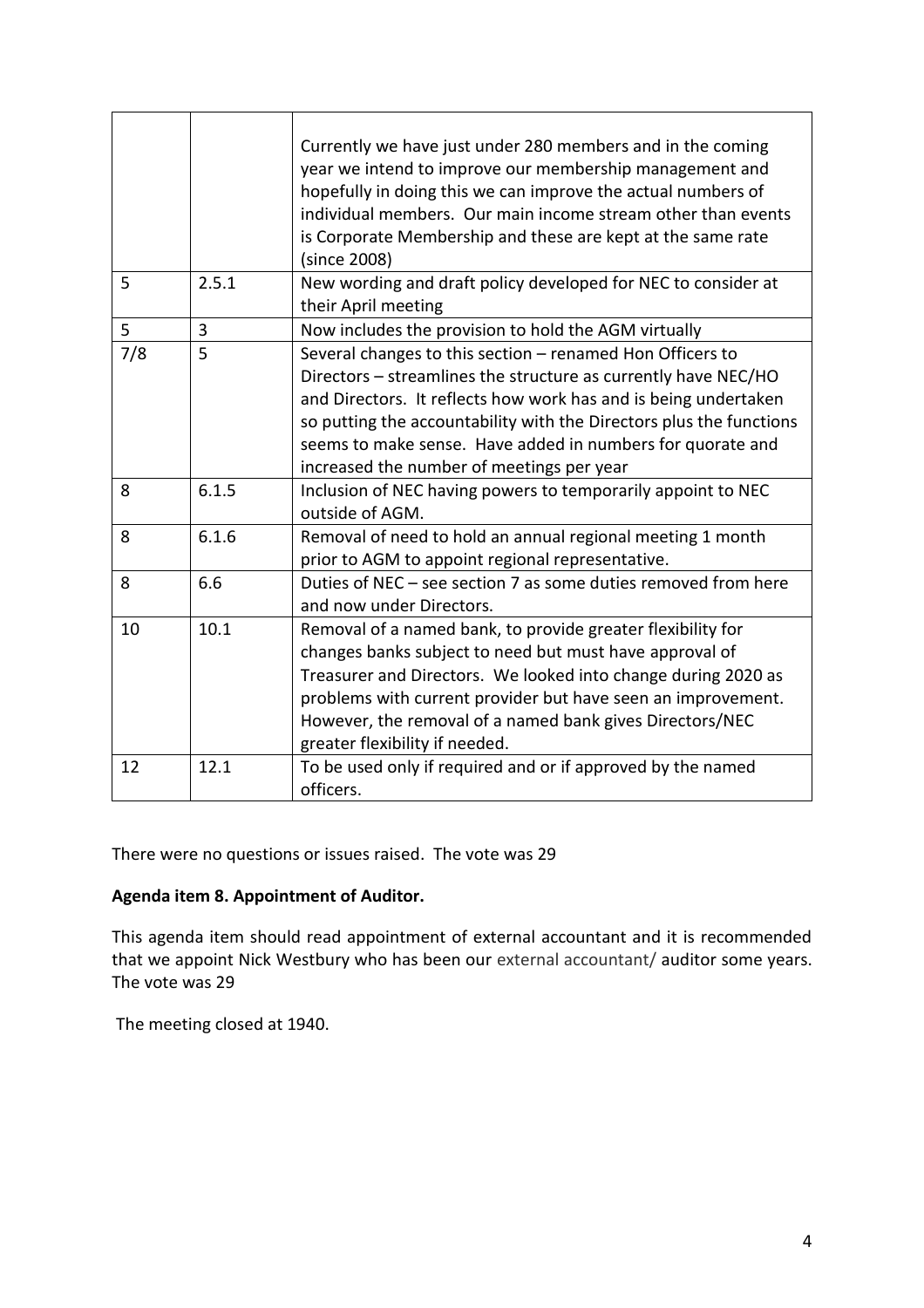| | | |
|---|---|---|
| | | Currently we have just under 280 members and in the coming year we intend to improve our membership management and hopefully in doing this we can improve the actual numbers of individual members. Our main income stream other than events is Corporate Membership and these are kept at the same rate (since 2008) |
| 5 | 2.5.1 | New wording and draft policy developed for NEC to consider at their April meeting |
| 5 | 3 | Now includes the provision to hold the AGM virtually |
| 7/8 | 5 | Several changes to this section – renamed Hon Officers to Directors – streamlines the structure as currently have NEC/HO and Directors. It reflects how work has and is being undertaken so putting the accountability with the Directors plus the functions seems to make sense. Have added in numbers for quorate and increased the number of meetings per year |
| 8 | 6.1.5 | Inclusion of NEC having powers to temporarily appoint to NEC outside of AGM. |
| 8 | 6.1.6 | Removal of need to hold an annual regional meeting 1 month prior to AGM to appoint regional representative. |
| 8 | 6.6 | Duties of NEC – see section 7 as some duties removed from here and now under Directors. |
| 10 | 10.1 | Removal of a named bank, to provide greater flexibility for changes banks subject to need but must have approval of Treasurer and Directors. We looked into change during 2020 as problems with current provider but have seen an improvement. However, the removal of a named bank gives Directors/NEC greater flexibility if needed. |
| 12 | 12.1 | To be used only if required and or if approved by the named officers. |

There were no questions or issues raised. The vote was 29

**Agenda item 8. Appointment of Auditor.**

This agenda item should read appointment of external accountant and it is recommended that we appoint Nick Westbury who has been our external accountant/ auditor some years. The vote was 29

The meeting closed at 1940.